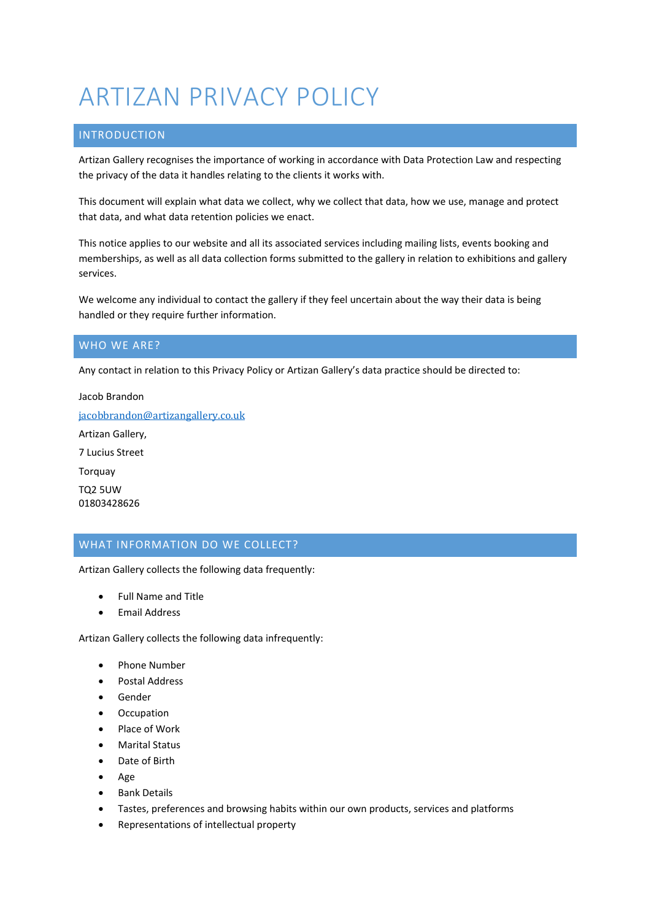# ARTIZAN PRIVACY POLICY

## INTRODUCTION

Artizan Gallery recognises the importance of working in accordance with Data Protection Law and respecting the privacy of the data it handles relating to the clients it works with.

This document will explain what data we collect, why we collect that data, how we use, manage and protect that data, and what data retention policies we enact.

This notice applies to our website and all its associated services including mailing lists, events booking and memberships, as well as all data collection forms submitted to the gallery in relation to exhibitions and gallery services.

We welcome any individual to contact the gallery if they feel uncertain about the way their data is being handled or they require further information.

## WHO WE ARE?

Any contact in relation to this Privacy Policy or Artizan Gallery's data practice should be directed to:

Jacob Brandon

jacobbrandon@artizangallery.co.uk

Artizan Gallery,

7 Lucius Street

Torquay

TQ2 5UW
01803428626

## WHAT INFORMATION DO WE COLLECT?

Artizan Gallery collects the following data frequently:

- Full Name and Title
- Email Address

Artizan Gallery collects the following data infrequently:

- Phone Number
- Postal Address
- Gender
- Occupation
- Place of Work
- Marital Status
- Date of Birth
- Age
- Bank Details
- Tastes, preferences and browsing habits within our own products, services and platforms
- Representations of intellectual property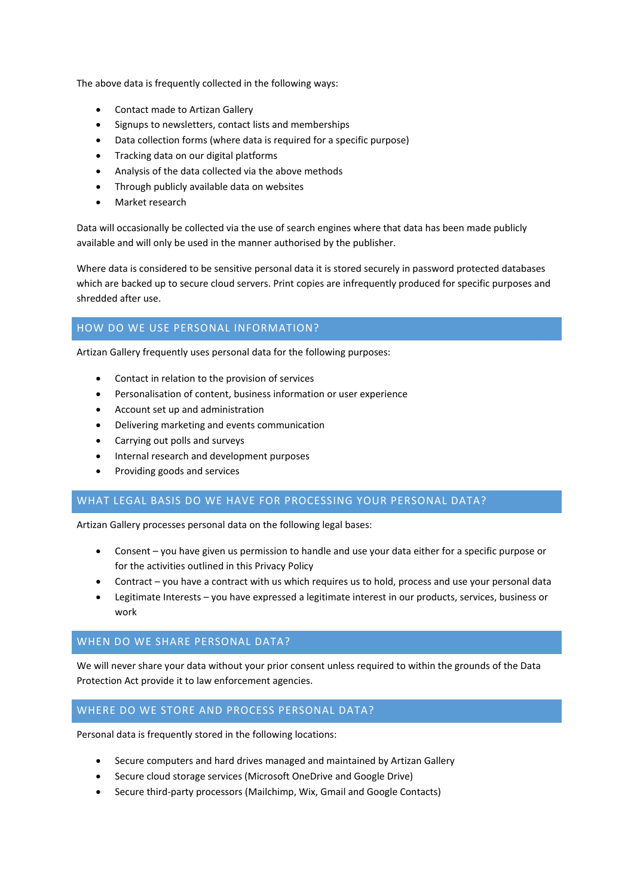The above data is frequently collected in the following ways:

- Contact made to Artizan Gallery
- Signups to newsletters, contact lists and memberships
- Data collection forms (where data is required for a specific purpose)
- Tracking data on our digital platforms
- Analysis of the data collected via the above methods
- Through publicly available data on websites
- Market research

Data will occasionally be collected via the use of search engines where that data has been made publicly available and will only be used in the manner authorised by the publisher.

Where data is considered to be sensitive personal data it is stored securely in password protected databases which are backed up to secure cloud servers. Print copies are infrequently produced for specific purposes and shredded after use.

## HOW DO WE USE PERSONAL INFORMATION?

Artizan Gallery frequently uses personal data for the following purposes:

- Contact in relation to the provision of services
- Personalisation of content, business information or user experience
- Account set up and administration
- Delivering marketing and events communication
- Carrying out polls and surveys
- Internal research and development purposes
- Providing goods and services

## WHAT LEGAL BASIS DO WE HAVE FOR PROCESSING YOUR PERSONAL DATA?

Artizan Gallery processes personal data on the following legal bases:

- Consent – you have given us permission to handle and use your data either for a specific purpose or for the activities outlined in this Privacy Policy
- Contract – you have a contract with us which requires us to hold, process and use your personal data
- Legitimate Interests – you have expressed a legitimate interest in our products, services, business or work

## WHEN DO WE SHARE PERSONAL DATA?

We will never share your data without your prior consent unless required to within the grounds of the Data Protection Act provide it to law enforcement agencies.

## WHERE DO WE STORE AND PROCESS PERSONAL DATA?

Personal data is frequently stored in the following locations:

- Secure computers and hard drives managed and maintained by Artizan Gallery
- Secure cloud storage services (Microsoft OneDrive and Google Drive)
- Secure third-party processors (Mailchimp, Wix, Gmail and Google Contacts)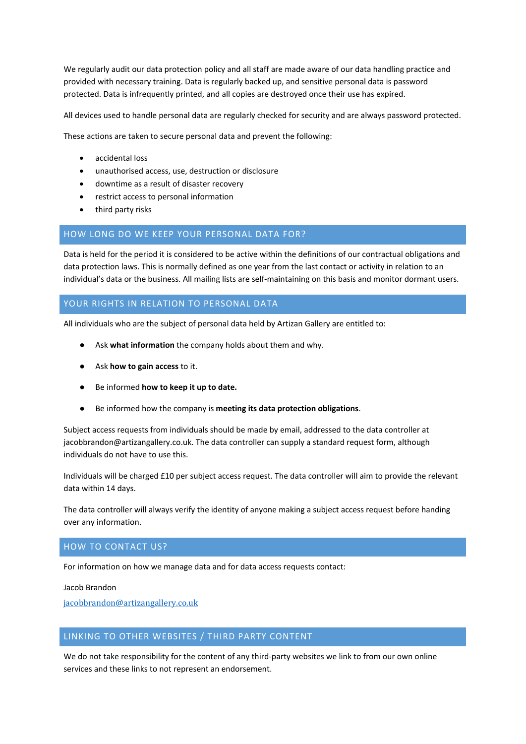We regularly audit our data protection policy and all staff are made aware of our data handling practice and provided with necessary training. Data is regularly backed up, and sensitive personal data is password protected. Data is infrequently printed, and all copies are destroyed once their use has expired.

All devices used to handle personal data are regularly checked for security and are always password protected.

These actions are taken to secure personal data and prevent the following:

- accidental loss
- unauthorised access, use, destruction or disclosure
- downtime as a result of disaster recovery
- restrict access to personal information
- third party risks

## HOW LONG DO WE KEEP YOUR PERSONAL DATA FOR?

Data is held for the period it is considered to be active within the definitions of our contractual obligations and data protection laws. This is normally defined as one year from the last contact or activity in relation to an individual's data or the business. All mailing lists are self-maintaining on this basis and monitor dormant users.

## YOUR RIGHTS IN RELATION TO PERSONAL DATA

All individuals who are the subject of personal data held by Artizan Gallery are entitled to:

- Ask **what information** the company holds about them and why.
- Ask **how to gain access** to it.
- Be informed **how to keep it up to date.**
- Be informed how the company is **meeting its data protection obligations**.

Subject access requests from individuals should be made by email, addressed to the data controller at jacobbrandon@artizangallery.co.uk. The data controller can supply a standard request form, although individuals do not have to use this.

Individuals will be charged £10 per subject access request. The data controller will aim to provide the relevant data within 14 days.

The data controller will always verify the identity of anyone making a subject access request before handing over any information.

## HOW TO CONTACT US?

For information on how we manage data and for data access requests contact:

Jacob Brandon

jacobbrandon@artizangallery.co.uk

## LINKING TO OTHER WEBSITES / THIRD PARTY CONTENT

We do not take responsibility for the content of any third-party websites we link to from our own online services and these links to not represent an endorsement.